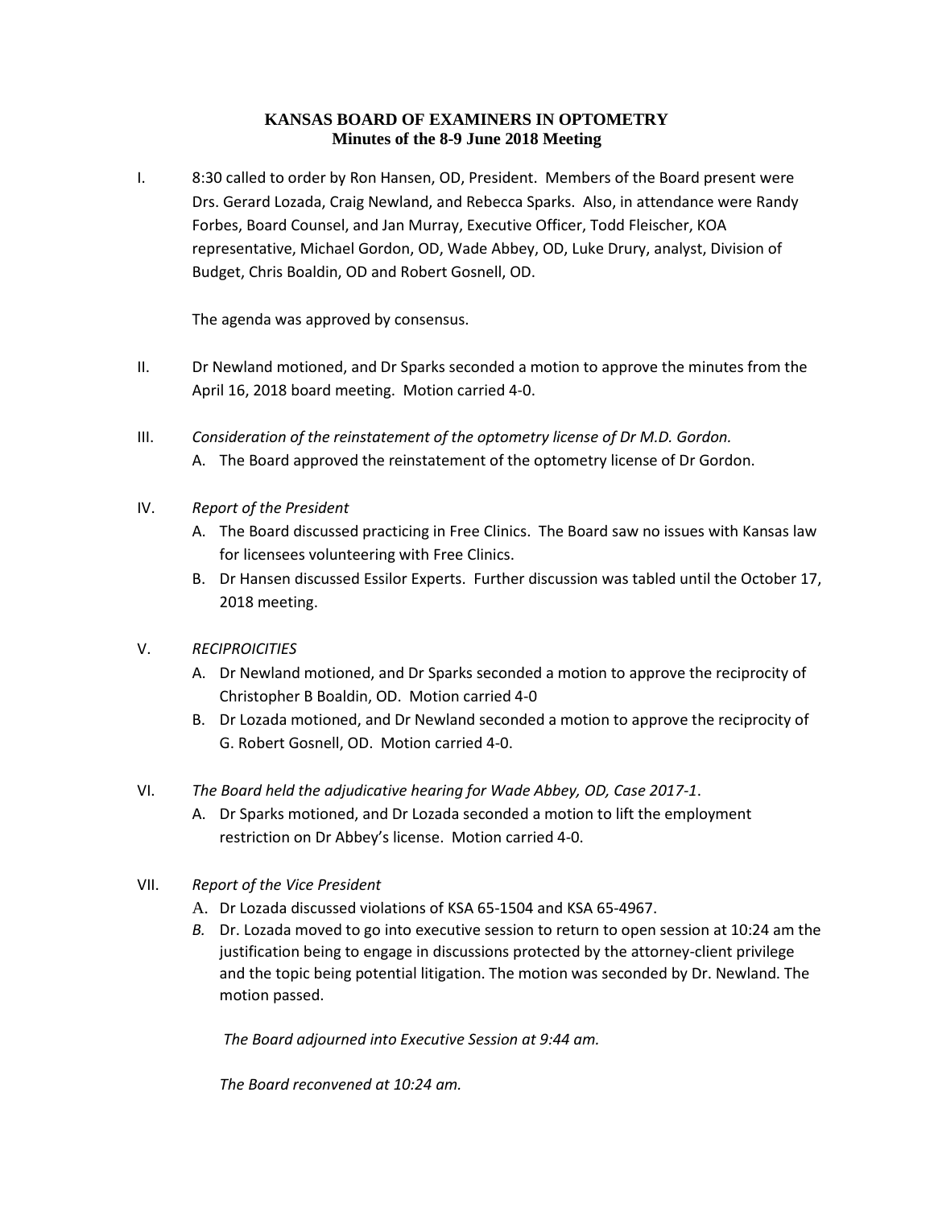**KANSAS BOARD OF EXAMINERS IN OPTOMETRY**
**Minutes of the 8-9 June 2018 Meeting**

I. 8:30 called to order by Ron Hansen, OD, President. Members of the Board present were Drs. Gerard Lozada, Craig Newland, and Rebecca Sparks. Also, in attendance were Randy Forbes, Board Counsel, and Jan Murray, Executive Officer, Todd Fleischer, KOA representative, Michael Gordon, OD, Wade Abbey, OD, Luke Drury, analyst, Division of Budget, Chris Boaldin, OD and Robert Gosnell, OD.

The agenda was approved by consensus.

II. Dr Newland motioned, and Dr Sparks seconded a motion to approve the minutes from the April 16, 2018 board meeting. Motion carried 4-0.

III. *Consideration of the reinstatement of the optometry license of Dr M.D. Gordon.*

A. The Board approved the reinstatement of the optometry license of Dr Gordon.

IV. *Report of the President*

A. The Board discussed practicing in Free Clinics. The Board saw no issues with Kansas law for licensees volunteering with Free Clinics.

B. Dr Hansen discussed Essilor Experts. Further discussion was tabled until the October 17, 2018 meeting.

V. *RECIPROICITIES*

A. Dr Newland motioned, and Dr Sparks seconded a motion to approve the reciprocity of Christopher B Boaldin, OD. Motion carried 4-0

B. Dr Lozada motioned, and Dr Newland seconded a motion to approve the reciprocity of G. Robert Gosnell, OD. Motion carried 4-0.

VI. *The Board held the adjudicative hearing for Wade Abbey, OD, Case 2017-1.*

A. Dr Sparks motioned, and Dr Lozada seconded a motion to lift the employment restriction on Dr Abbey's license. Motion carried 4-0.

VII. *Report of the Vice President*

A. Dr Lozada discussed violations of KSA 65-1504 and KSA 65-4967.

*B.* Dr. Lozada moved to go into executive session to return to open session at 10:24 am the justification being to engage in discussions protected by the attorney-client privilege and the topic being potential litigation. The motion was seconded by Dr. Newland. The motion passed.

*The Board adjourned into Executive Session at 9:44 am.*

*The Board reconvened at 10:24 am.*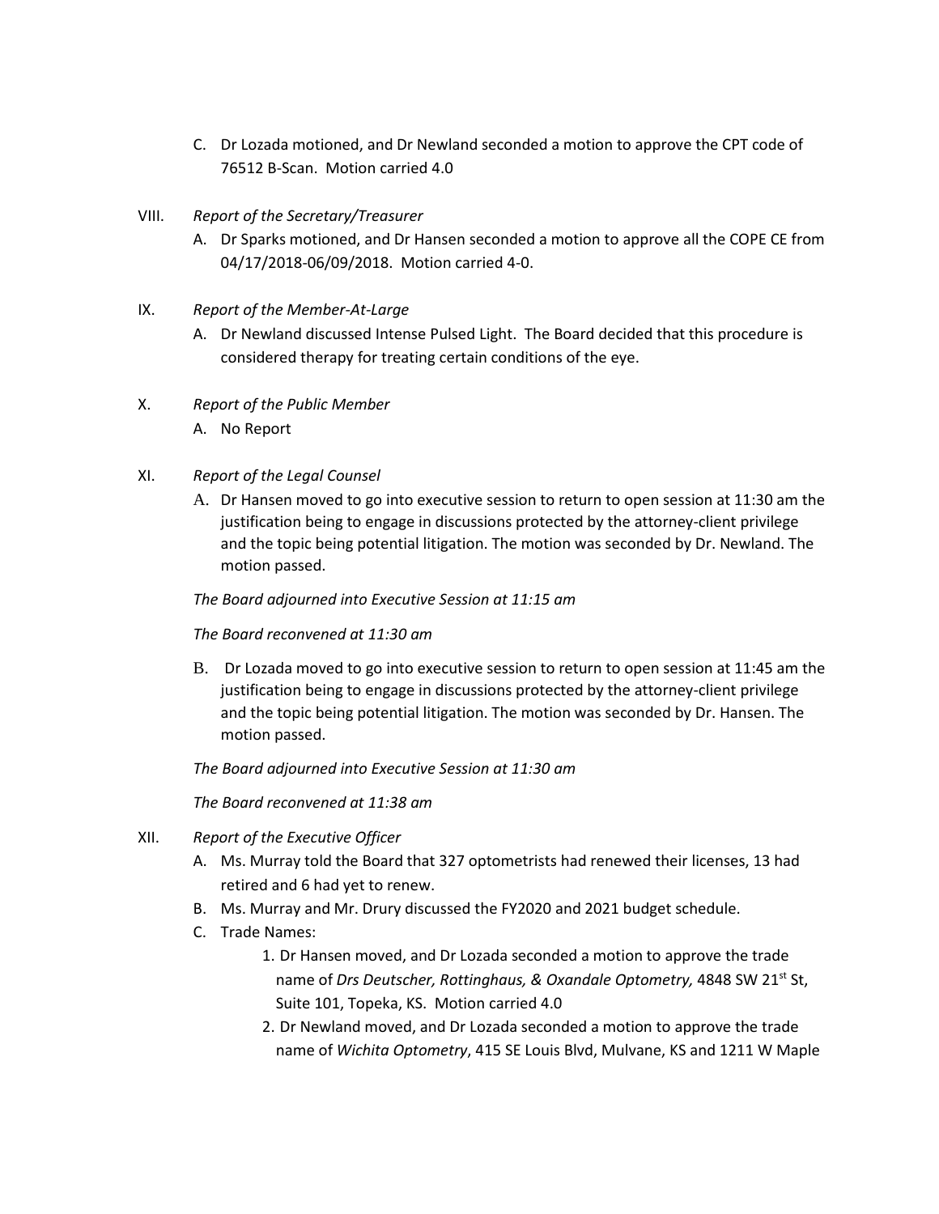C. Dr Lozada motioned, and Dr Newland seconded a motion to approve the CPT code of 76512 B-Scan. Motion carried 4.0

VIII. *Report of the Secretary/Treasurer*

A. Dr Sparks motioned, and Dr Hansen seconded a motion to approve all the COPE CE from 04/17/2018-06/09/2018. Motion carried 4-0.

IX. *Report of the Member-At-Large*

A. Dr Newland discussed Intense Pulsed Light. The Board decided that this procedure is considered therapy for treating certain conditions of the eye.

X. *Report of the Public Member*

A. No Report

XI. *Report of the Legal Counsel*

A. Dr Hansen moved to go into executive session to return to open session at 11:30 am the justification being to engage in discussions protected by the attorney-client privilege and the topic being potential litigation. The motion was seconded by Dr. Newland. The motion passed.

*The Board adjourned into Executive Session at 11:15 am*

*The Board reconvened at 11:30 am*

B. Dr Lozada moved to go into executive session to return to open session at 11:45 am the justification being to engage in discussions protected by the attorney-client privilege and the topic being potential litigation. The motion was seconded by Dr. Hansen. The motion passed.

*The Board adjourned into Executive Session at 11:30 am*

*The Board reconvened at 11:38 am*

XII. *Report of the Executive Officer*

A. Ms. Murray told the Board that 327 optometrists had renewed their licenses, 13 had retired and 6 had yet to renew.

B. Ms. Murray and Mr. Drury discussed the FY2020 and 2021 budget schedule.

C. Trade Names:

1. Dr Hansen moved, and Dr Lozada seconded a motion to approve the trade name of *Drs Deutscher, Rottinghaus, & Oxandale Optometry,* 4848 SW 21st St, Suite 101, Topeka, KS. Motion carried 4.0

2. Dr Newland moved, and Dr Lozada seconded a motion to approve the trade name of *Wichita Optometry*, 415 SE Louis Blvd, Mulvane, KS and 1211 W Maple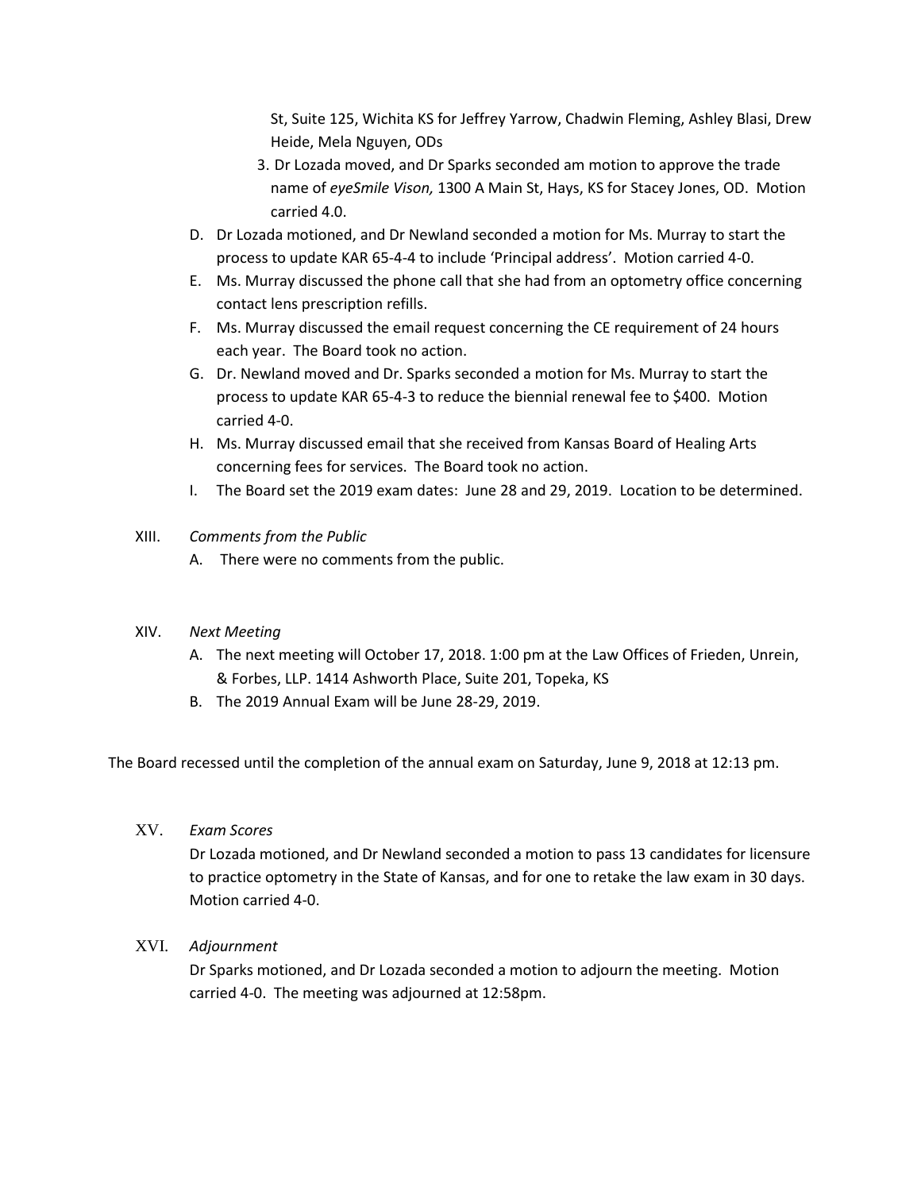St, Suite 125, Wichita KS for Jeffrey Yarrow, Chadwin Fleming, Ashley Blasi, Drew Heide, Mela Nguyen, ODs

3. Dr Lozada moved, and Dr Sparks seconded am motion to approve the trade name of *eyeSmile Vison,* 1300 A Main St, Hays, KS for Stacey Jones, OD. Motion carried 4.0.

D. Dr Lozada motioned, and Dr Newland seconded a motion for Ms. Murray to start the process to update KAR 65-4-4 to include 'Principal address'. Motion carried 4-0.

E. Ms. Murray discussed the phone call that she had from an optometry office concerning contact lens prescription refills.

F. Ms. Murray discussed the email request concerning the CE requirement of 24 hours each year. The Board took no action.

G. Dr. Newland moved and Dr. Sparks seconded a motion for Ms. Murray to start the process to update KAR 65-4-3 to reduce the biennial renewal fee to $400. Motion carried 4-0.

H. Ms. Murray discussed email that she received from Kansas Board of Healing Arts concerning fees for services. The Board took no action.

I. The Board set the 2019 exam dates: June 28 and 29, 2019. Location to be determined.

XIII. *Comments from the Public*

A. There were no comments from the public.

XIV. *Next Meeting*

A. The next meeting will October 17, 2018. 1:00 pm at the Law Offices of Frieden, Unrein, & Forbes, LLP. 1414 Ashworth Place, Suite 201, Topeka, KS

B. The 2019 Annual Exam will be June 28-29, 2019.

The Board recessed until the completion of the annual exam on Saturday, June 9, 2018 at 12:13 pm.

XV. *Exam Scores*

Dr Lozada motioned, and Dr Newland seconded a motion to pass 13 candidates for licensure to practice optometry in the State of Kansas, and for one to retake the law exam in 30 days. Motion carried 4-0.

XVI. *Adjournment*

Dr Sparks motioned, and Dr Lozada seconded a motion to adjourn the meeting. Motion carried 4-0. The meeting was adjourned at 12:58pm.